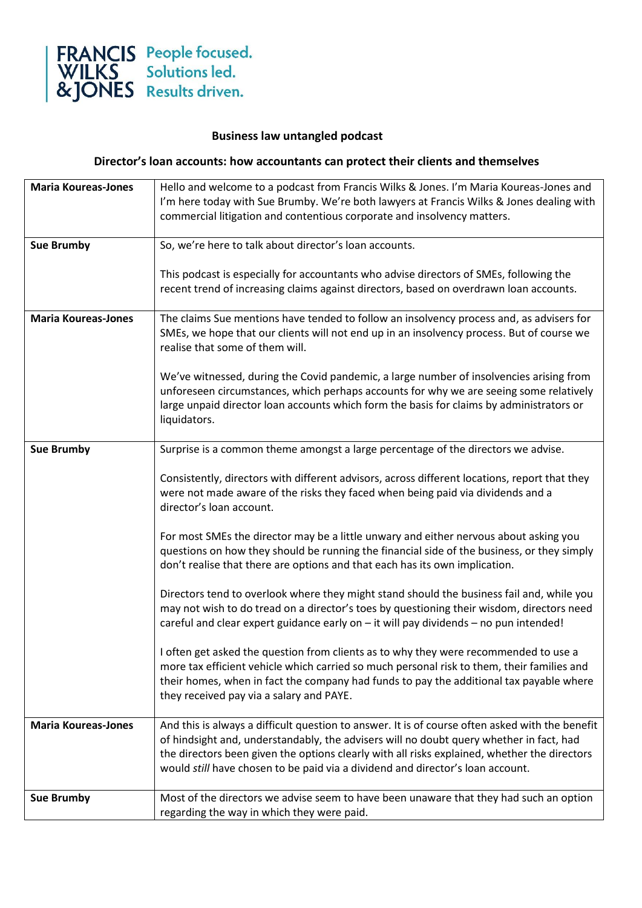FRANCIS WILKS & JONES — People focused. Solutions led. Results driven.

# Business law untangled podcast

## Director's loan accounts: how accountants can protect their clients and themselves

| Speaker | Text |
|---|---|
| **Maria Koureas-Jones** | Hello and welcome to a podcast from Francis Wilks & Jones. I'm Maria Koureas-Jones and I'm here today with Sue Brumby. We're both lawyers at Francis Wilks & Jones dealing with commercial litigation and contentious corporate and insolvency matters. |
| **Sue Brumby** | So, we're here to talk about director's loan accounts.<br><br>This podcast is especially for accountants who advise directors of SMEs, following the recent trend of increasing claims against directors, based on overdrawn loan accounts. |
| **Maria Koureas-Jones** | The claims Sue mentions have tended to follow an insolvency process and, as advisers for SMEs, we hope that our clients will not end up in an insolvency process. But of course we realise that some of them will.<br><br>We've witnessed, during the Covid pandemic, a large number of insolvencies arising from unforeseen circumstances, which perhaps accounts for why we are seeing some relatively large unpaid director loan accounts which form the basis for claims by administrators or liquidators. |
| **Sue Brumby** | Surprise is a common theme amongst a large percentage of the directors we advise.<br><br>Consistently, directors with different advisors, across different locations, report that they were not made aware of the risks they faced when being paid via dividends and a director's loan account.<br><br>For most SMEs the director may be a little unwary and either nervous about asking you questions on how they should be running the financial side of the business, or they simply don't realise that there are options and that each has its own implication.<br><br>Directors tend to overlook where they might stand should the business fail and, while you may not wish to do tread on a director's toes by questioning their wisdom, directors need careful and clear expert guidance early on – it will pay dividends – no pun intended!<br><br>I often get asked the question from clients as to why they were recommended to use a more tax efficient vehicle which carried so much personal risk to them, their families and their homes, when in fact the company had funds to pay the additional tax payable where they received pay via a salary and PAYE. |
| **Maria Koureas-Jones** | And this is always a difficult question to answer. It is of course often asked with the benefit of hindsight and, understandably, the advisers will no doubt query whether in fact, had the directors been given the options clearly with all risks explained, whether the directors would *still* have chosen to be paid via a dividend and director's loan account. |
| **Sue Brumby** | Most of the directors we advise seem to have been unaware that they had such an option regarding the way in which they were paid. |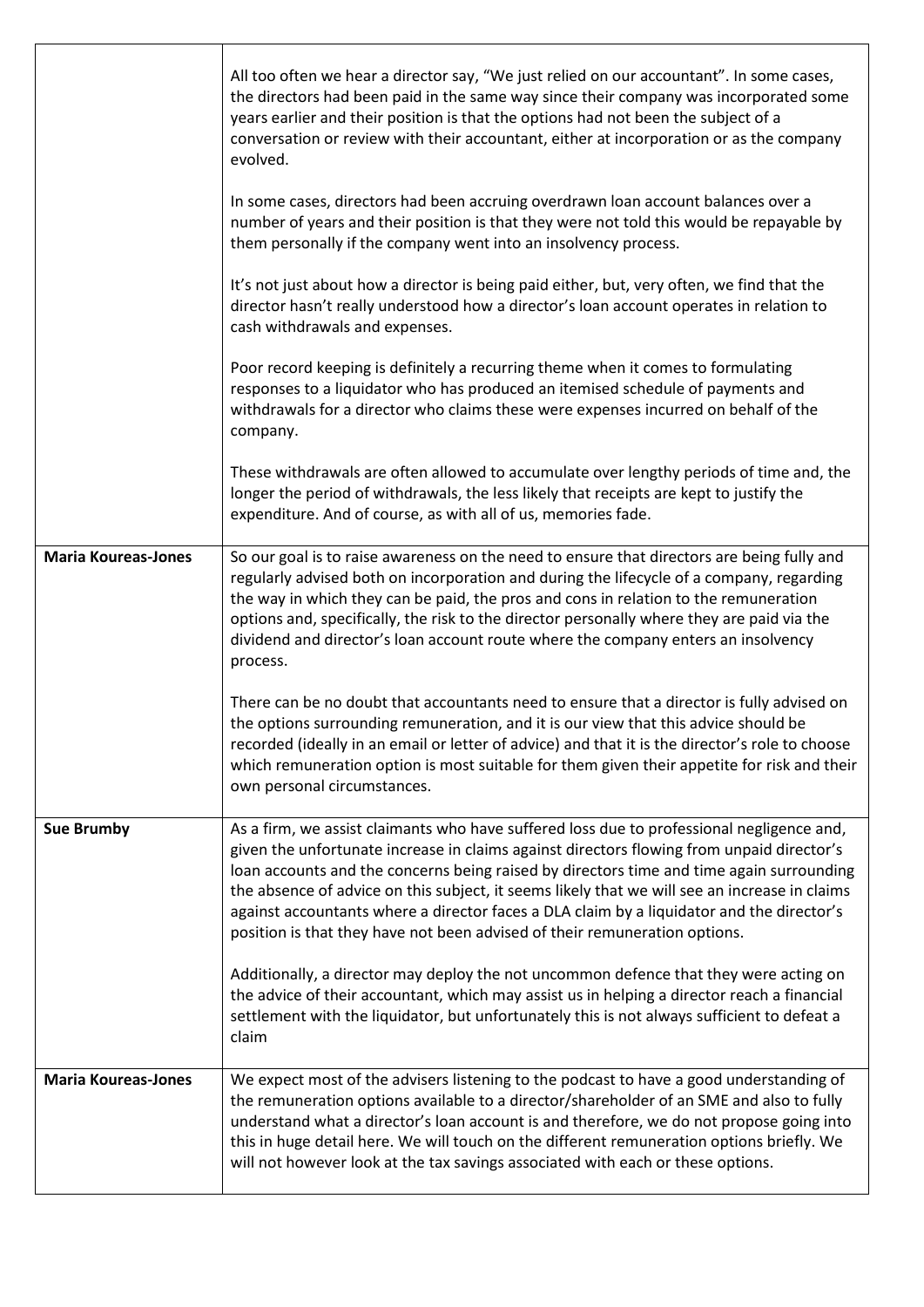| | |
|---|---|
| | All too often we hear a director say, "We just relied on our accountant". In some cases, the directors had been paid in the same way since their company was incorporated some years earlier and their position is that the options had not been the subject of a conversation or review with their accountant, either at incorporation or as the company evolved.<br><br>In some cases, directors had been accruing overdrawn loan account balances over a number of years and their position is that they were not told this would be repayable by them personally if the company went into an insolvency process.<br><br>It's not just about how a director is being paid either, but, very often, we find that the director hasn't really understood how a director's loan account operates in relation to cash withdrawals and expenses.<br><br>Poor record keeping is definitely a recurring theme when it comes to formulating responses to a liquidator who has produced an itemised schedule of payments and withdrawals for a director who claims these were expenses incurred on behalf of the company.<br><br>These withdrawals are often allowed to accumulate over lengthy periods of time and, the longer the period of withdrawals, the less likely that receipts are kept to justify the expenditure. And of course, as with all of us, memories fade. |
| **Maria Koureas-Jones** | So our goal is to raise awareness on the need to ensure that directors are being fully and regularly advised both on incorporation and during the lifecycle of a company, regarding the way in which they can be paid, the pros and cons in relation to the remuneration options and, specifically, the risk to the director personally where they are paid via the dividend and director's loan account route where the company enters an insolvency process.<br><br>There can be no doubt that accountants need to ensure that a director is fully advised on the options surrounding remuneration, and it is our view that this advice should be recorded (ideally in an email or letter of advice) and that it is the director's role to choose which remuneration option is most suitable for them given their appetite for risk and their own personal circumstances. |
| **Sue Brumby** | As a firm, we assist claimants who have suffered loss due to professional negligence and, given the unfortunate increase in claims against directors flowing from unpaid director's loan accounts and the concerns being raised by directors time and time again surrounding the absence of advice on this subject, it seems likely that we will see an increase in claims against accountants where a director faces a DLA claim by a liquidator and the director's position is that they have not been advised of their remuneration options.<br><br>Additionally, a director may deploy the not uncommon defence that they were acting on the advice of their accountant, which may assist us in helping a director reach a financial settlement with the liquidator, but unfortunately this is not always sufficient to defeat a claim |
| **Maria Koureas-Jones** | We expect most of the advisers listening to the podcast to have a good understanding of the remuneration options available to a director/shareholder of an SME and also to fully understand what a director's loan account is and therefore, we do not propose going into this in huge detail here. We will touch on the different remuneration options briefly. We will not however look at the tax savings associated with each or these options. |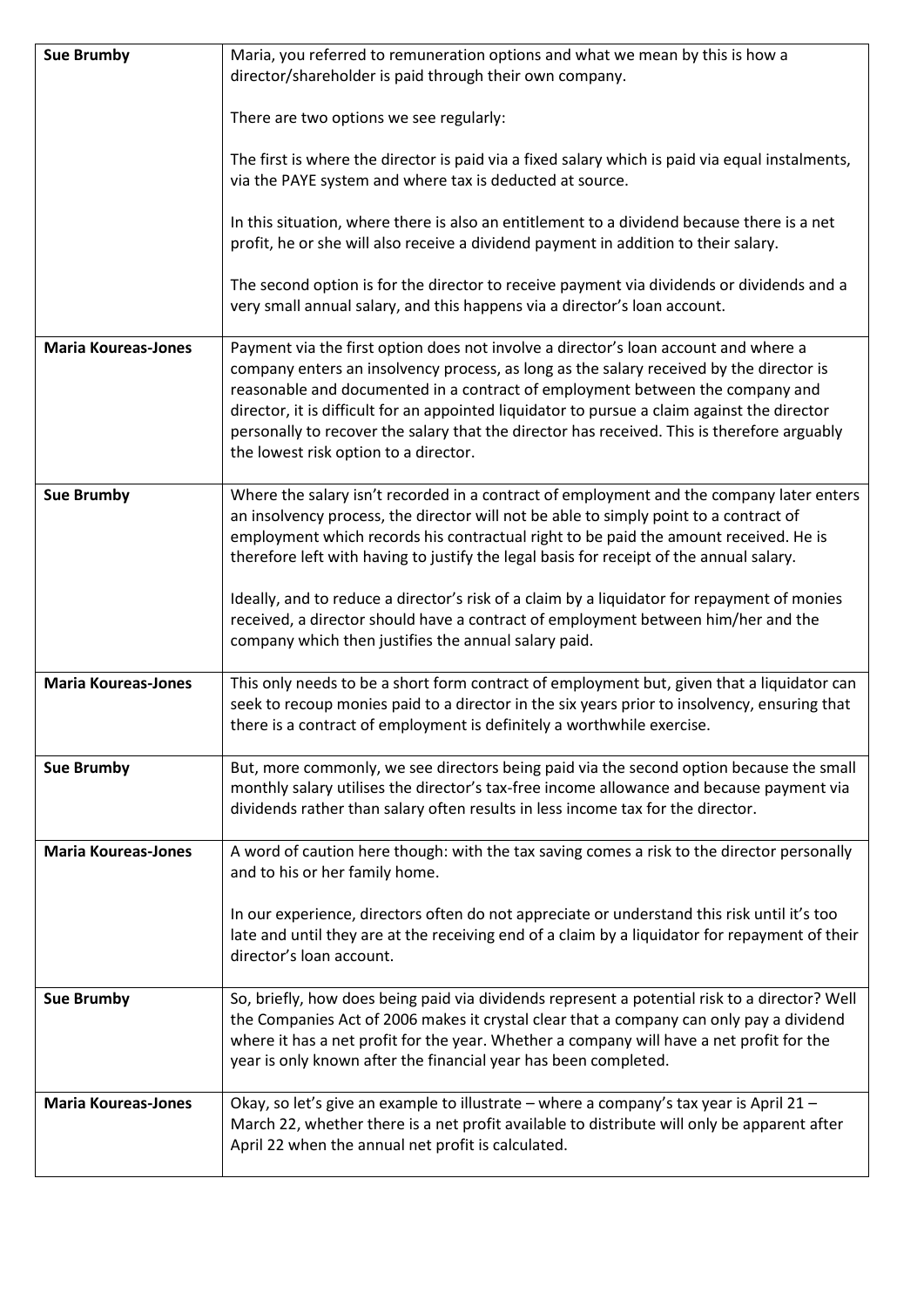| | |
|---|---|
| **Sue Brumby** | Maria, you referred to remuneration options and what we mean by this is how a director/shareholder is paid through their own company.<br><br>There are two options we see regularly:<br><br>The first is where the director is paid via a fixed salary which is paid via equal instalments, via the PAYE system and where tax is deducted at source.<br><br>In this situation, where there is also an entitlement to a dividend because there is a net profit, he or she will also receive a dividend payment in addition to their salary.<br><br>The second option is for the director to receive payment via dividends or dividends and a very small annual salary, and this happens via a director's loan account. |
| **Maria Koureas-Jones** | Payment via the first option does not involve a director's loan account and where a company enters an insolvency process, as long as the salary received by the director is reasonable and documented in a contract of employment between the company and director, it is difficult for an appointed liquidator to pursue a claim against the director personally to recover the salary that the director has received. This is therefore arguably the lowest risk option to a director. |
| **Sue Brumby** | Where the salary isn't recorded in a contract of employment and the company later enters an insolvency process, the director will not be able to simply point to a contract of employment which records his contractual right to be paid the amount received. He is therefore left with having to justify the legal basis for receipt of the annual salary.<br><br>Ideally, and to reduce a director's risk of a claim by a liquidator for repayment of monies received, a director should have a contract of employment between him/her and the company which then justifies the annual salary paid. |
| **Maria Koureas-Jones** | This only needs to be a short form contract of employment but, given that a liquidator can seek to recoup monies paid to a director in the six years prior to insolvency, ensuring that there is a contract of employment is definitely a worthwhile exercise. |
| **Sue Brumby** | But, more commonly, we see directors being paid via the second option because the small monthly salary utilises the director's tax-free income allowance and because payment via dividends rather than salary often results in less income tax for the director. |
| **Maria Koureas-Jones** | A word of caution here though: with the tax saving comes a risk to the director personally and to his or her family home.<br><br>In our experience, directors often do not appreciate or understand this risk until it's too late and until they are at the receiving end of a claim by a liquidator for repayment of their director's loan account. |
| **Sue Brumby** | So, briefly, how does being paid via dividends represent a potential risk to a director? Well the Companies Act of 2006 makes it crystal clear that a company can only pay a dividend where it has a net profit for the year. Whether a company will have a net profit for the year is only known after the financial year has been completed. |
| **Maria Koureas-Jones** | Okay, so let's give an example to illustrate – where a company's tax year is April 21 – March 22, whether there is a net profit available to distribute will only be apparent after April 22 when the annual net profit is calculated. |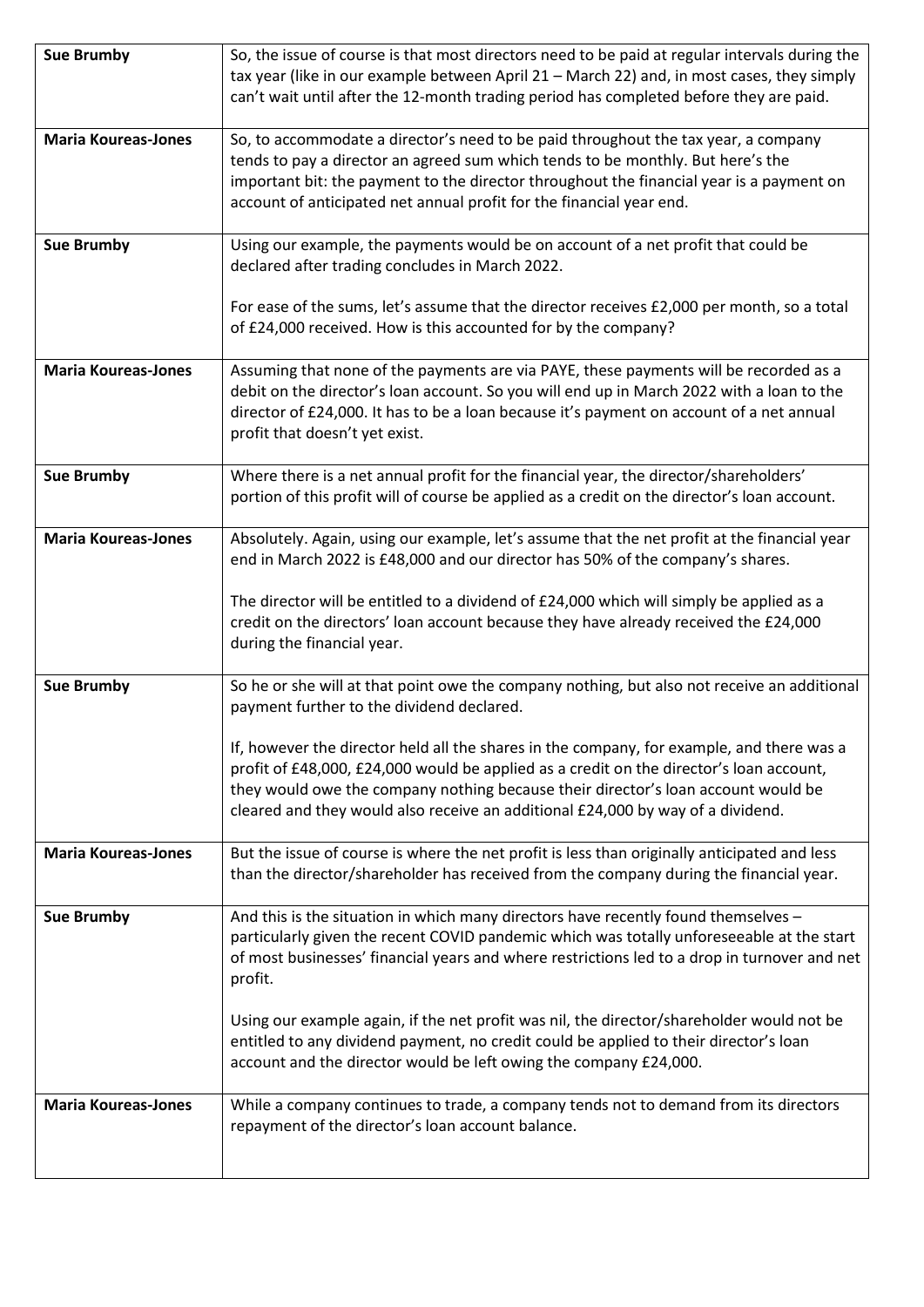| Sue Brumby | So, the issue of course is that most directors need to be paid at regular intervals during the tax year (like in our example between April 21 – March 22) and, in most cases, they simply can't wait until after the 12-month trading period has completed before they are paid. |
|---|---|
| Maria Koureas-Jones | So, to accommodate a director's need to be paid throughout the tax year, a company tends to pay a director an agreed sum which tends to be monthly. But here's the important bit: the payment to the director throughout the financial year is a payment on account of anticipated net annual profit for the financial year end. |
| Sue Brumby | Using our example, the payments would be on account of a net profit that could be declared after trading concludes in March 2022.<br><br>For ease of the sums, let's assume that the director receives £2,000 per month, so a total of £24,000 received. How is this accounted for by the company? |
| Maria Koureas-Jones | Assuming that none of the payments are via PAYE, these payments will be recorded as a debit on the director's loan account. So you will end up in March 2022 with a loan to the director of £24,000. It has to be a loan because it's payment on account of a net annual profit that doesn't yet exist. |
| Sue Brumby | Where there is a net annual profit for the financial year, the director/shareholders' portion of this profit will of course be applied as a credit on the director's loan account. |
| Maria Koureas-Jones | Absolutely. Again, using our example, let's assume that the net profit at the financial year end in March 2022 is £48,000 and our director has 50% of the company's shares.<br><br>The director will be entitled to a dividend of £24,000 which will simply be applied as a credit on the directors' loan account because they have already received the £24,000 during the financial year. |
| Sue Brumby | So he or she will at that point owe the company nothing, but also not receive an additional payment further to the dividend declared.<br><br>If, however the director held all the shares in the company, for example, and there was a profit of £48,000, £24,000 would be applied as a credit on the director's loan account, they would owe the company nothing because their director's loan account would be cleared and they would also receive an additional £24,000 by way of a dividend. |
| Maria Koureas-Jones | But the issue of course is where the net profit is less than originally anticipated and less than the director/shareholder has received from the company during the financial year. |
| Sue Brumby | And this is the situation in which many directors have recently found themselves – particularly given the recent COVID pandemic which was totally unforeseeable at the start of most businesses' financial years and where restrictions led to a drop in turnover and net profit.<br><br>Using our example again, if the net profit was nil, the director/shareholder would not be entitled to any dividend payment, no credit could be applied to their director's loan account and the director would be left owing the company £24,000. |
| Maria Koureas-Jones | While a company continues to trade, a company tends not to demand from its directors repayment of the director's loan account balance. |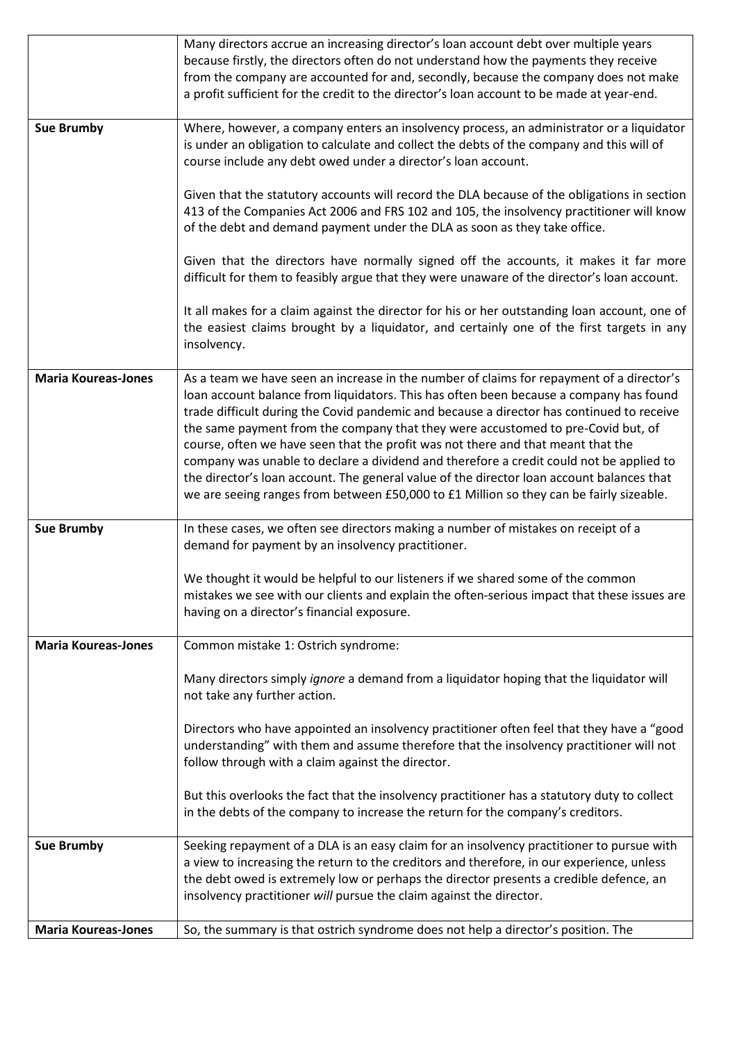| | |
|---|---|
| | Many directors accrue an increasing director's loan account debt over multiple years because firstly, the directors often do not understand how the payments they receive from the company are accounted for and, secondly, because the company does not make a profit sufficient for the credit to the director's loan account to be made at year-end. |
| **Sue Brumby** | Where, however, a company enters an insolvency process, an administrator or a liquidator is under an obligation to calculate and collect the debts of the company and this will of course include any debt owed under a director's loan account.<br><br>Given that the statutory accounts will record the DLA because of the obligations in section 413 of the Companies Act 2006 and FRS 102 and 105, the insolvency practitioner will know of the debt and demand payment under the DLA as soon as they take office.<br><br>Given that the directors have normally signed off the accounts, it makes it far more difficult for them to feasibly argue that they were unaware of the director's loan account.<br><br>It all makes for a claim against the director for his or her outstanding loan account, one of the easiest claims brought by a liquidator, and certainly one of the first targets in any insolvency. |
| **Maria Koureas-Jones** | As a team we have seen an increase in the number of claims for repayment of a director's loan account balance from liquidators. This has often been because a company has found trade difficult during the Covid pandemic and because a director has continued to receive the same payment from the company that they were accustomed to pre-Covid but, of course, often we have seen that the profit was not there and that meant that the company was unable to declare a dividend and therefore a credit could not be applied to the director's loan account. The general value of the director loan account balances that we are seeing ranges from between £50,000 to £1 Million so they can be fairly sizeable. |
| **Sue Brumby** | In these cases, we often see directors making a number of mistakes on receipt of a demand for payment by an insolvency practitioner.<br><br>We thought it would be helpful to our listeners if we shared some of the common mistakes we see with our clients and explain the often-serious impact that these issues are having on a director's financial exposure. |
| **Maria Koureas-Jones** | Common mistake 1: Ostrich syndrome:<br><br>Many directors simply *ignore* a demand from a liquidator hoping that the liquidator will not take any further action.<br><br>Directors who have appointed an insolvency practitioner often feel that they have a "good understanding" with them and assume therefore that the insolvency practitioner will not follow through with a claim against the director.<br><br>But this overlooks the fact that the insolvency practitioner has a statutory duty to collect in the debts of the company to increase the return for the company's creditors. |
| **Sue Brumby** | Seeking repayment of a DLA is an easy claim for an insolvency practitioner to pursue with a view to increasing the return to the creditors and therefore, in our experience, unless the debt owed is extremely low or perhaps the director presents a credible defence, an insolvency practitioner *will* pursue the claim against the director. |
| **Maria Koureas-Jones** | So, the summary is that ostrich syndrome does not help a director's position. The |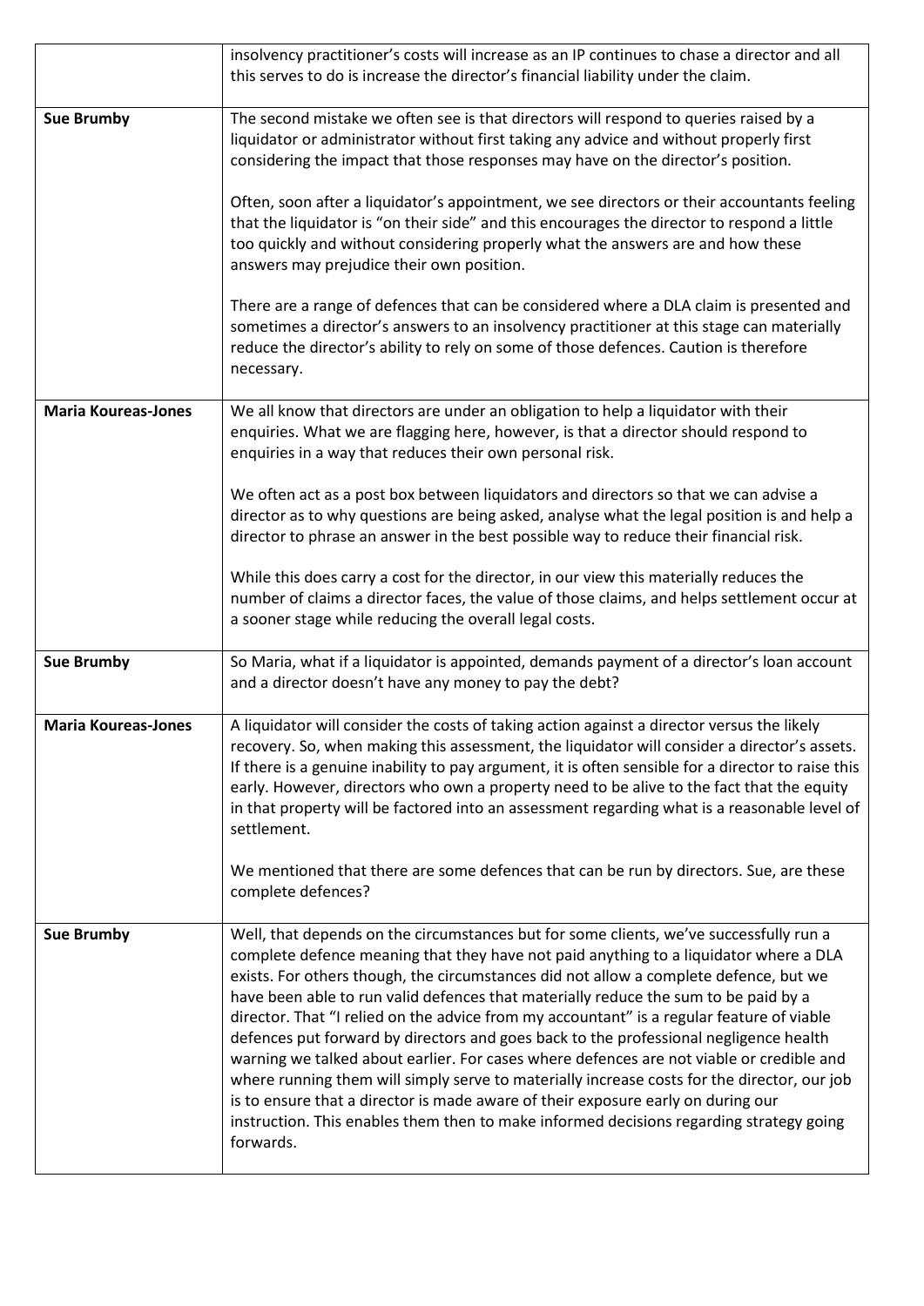| | |
|---|---|
| | insolvency practitioner's costs will increase as an IP continues to chase a director and all this serves to do is increase the director's financial liability under the claim. |
| **Sue Brumby** | The second mistake we often see is that directors will respond to queries raised by a liquidator or administrator without first taking any advice and without properly first considering the impact that those responses may have on the director's position.<br><br>Often, soon after a liquidator's appointment, we see directors or their accountants feeling that the liquidator is "on their side" and this encourages the director to respond a little too quickly and without considering properly what the answers are and how these answers may prejudice their own position.<br><br>There are a range of defences that can be considered where a DLA claim is presented and sometimes a director's answers to an insolvency practitioner at this stage can materially reduce the director's ability to rely on some of those defences. Caution is therefore necessary. |
| **Maria Koureas-Jones** | We all know that directors are under an obligation to help a liquidator with their enquiries. What we are flagging here, however, is that a director should respond to enquiries in a way that reduces their own personal risk.<br><br>We often act as a post box between liquidators and directors so that we can advise a director as to why questions are being asked, analyse what the legal position is and help a director to phrase an answer in the best possible way to reduce their financial risk.<br><br>While this does carry a cost for the director, in our view this materially reduces the number of claims a director faces, the value of those claims, and helps settlement occur at a sooner stage while reducing the overall legal costs. |
| **Sue Brumby** | So Maria, what if a liquidator is appointed, demands payment of a director's loan account and a director doesn't have any money to pay the debt? |
| **Maria Koureas-Jones** | A liquidator will consider the costs of taking action against a director versus the likely recovery. So, when making this assessment, the liquidator will consider a director's assets. If there is a genuine inability to pay argument, it is often sensible for a director to raise this early. However, directors who own a property need to be alive to the fact that the equity in that property will be factored into an assessment regarding what is a reasonable level of settlement.<br><br>We mentioned that there are some defences that can be run by directors. Sue, are these complete defences? |
| **Sue Brumby** | Well, that depends on the circumstances but for some clients, we've successfully run a complete defence meaning that they have not paid anything to a liquidator where a DLA exists. For others though, the circumstances did not allow a complete defence, but we have been able to run valid defences that materially reduce the sum to be paid by a director. That "I relied on the advice from my accountant" is a regular feature of viable defences put forward by directors and goes back to the professional negligence health warning we talked about earlier. For cases where defences are not viable or credible and where running them will simply serve to materially increase costs for the director, our job is to ensure that a director is made aware of their exposure early on during our instruction. This enables them then to make informed decisions regarding strategy going forwards. |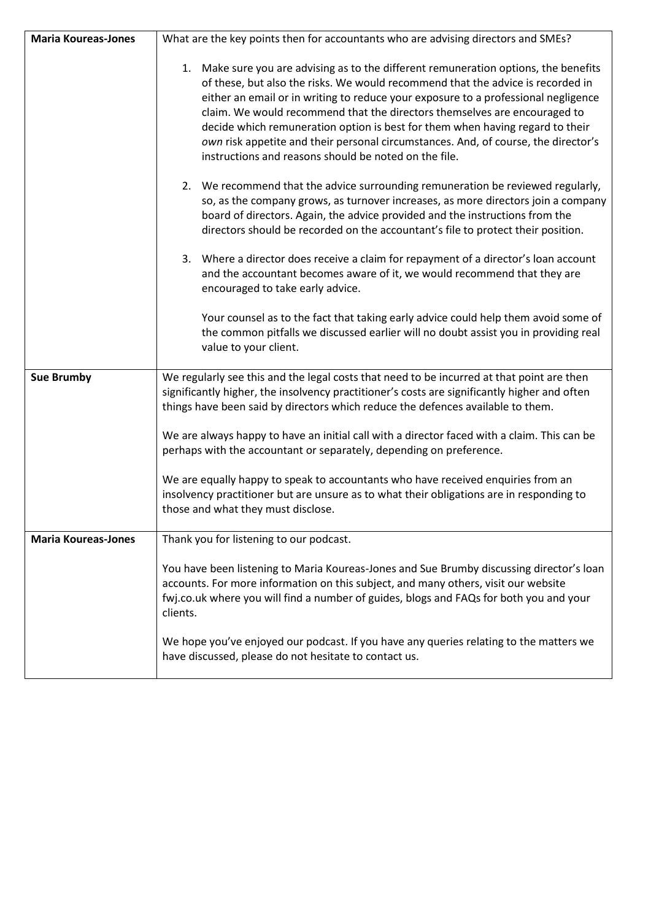| | |
|---|---|
| **Maria Koureas-Jones** | What are the key points then for accountants who are advising directors and SMEs?<br><br>1. Make sure you are advising as to the different remuneration options, the benefits of these, but also the risks. We would recommend that the advice is recorded in either an email or in writing to reduce your exposure to a professional negligence claim. We would recommend that the directors themselves are encouraged to decide which remuneration option is best for them when having regard to their *own* risk appetite and their personal circumstances. And, of course, the director's instructions and reasons should be noted on the file.<br><br>2. We recommend that the advice surrounding remuneration be reviewed regularly, so, as the company grows, as turnover increases, as more directors join a company board of directors. Again, the advice provided and the instructions from the directors should be recorded on the accountant's file to protect their position.<br><br>3. Where a director does receive a claim for repayment of a director's loan account and the accountant becomes aware of it, we would recommend that they are encouraged to take early advice.<br><br>Your counsel as to the fact that taking early advice could help them avoid some of the common pitfalls we discussed earlier will no doubt assist you in providing real value to your client. |
| **Sue Brumby** | We regularly see this and the legal costs that need to be incurred at that point are then significantly higher, the insolvency practitioner's costs are significantly higher and often things have been said by directors which reduce the defences available to them.<br><br>We are always happy to have an initial call with a director faced with a claim. This can be perhaps with the accountant or separately, depending on preference.<br><br>We are equally happy to speak to accountants who have received enquiries from an insolvency practitioner but are unsure as to what their obligations are in responding to those and what they must disclose. |
| **Maria Koureas-Jones** | Thank you for listening to our podcast.<br><br>You have been listening to Maria Koureas-Jones and Sue Brumby discussing director's loan accounts. For more information on this subject, and many others, visit our website fwj.co.uk where you will find a number of guides, blogs and FAQs for both you and your clients.<br><br>We hope you've enjoyed our podcast. If you have any queries relating to the matters we have discussed, please do not hesitate to contact us. |